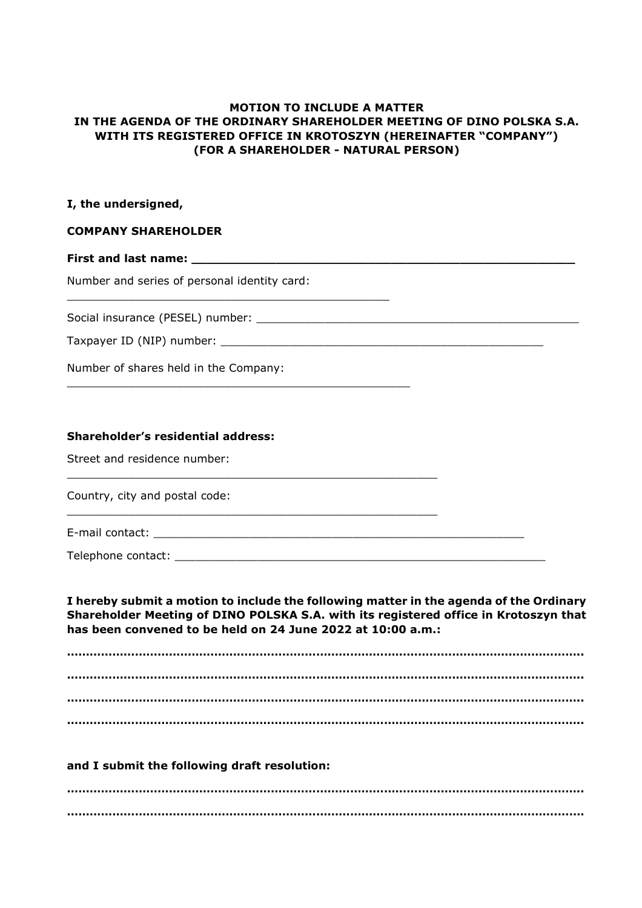**MOTION TO INCLUDE A MATTER IN THE AGENDA OF THE ORDINARY SHAREHOLDER MEETING OF DINO POLSKA S.A. WITH ITS REGISTERED OFFICE IN KROTOSZYN (HEREINAFTER "COMPANY") (FOR A SHAREHOLDER - NATURAL PERSON)**

**I, the undersigned,**

**COMPANY SHAREHOLDER**

**First and last name: _______________________________________________________**

Number and series of personal identity card:
_______________________________________________

Social insurance (PESEL) number: ________________________________________________

Taxpayer ID (NIP) number: _____________________________________________

Number of shares held in the Company:
__________________________________________________

**Shareholder's residential address:**

Street and residence number:
______________________________________________________

Country, city and postal code:
______________________________________________________

E-mail contact: ______________________________________________________

Telephone contact: ______________________________________________________

**I hereby submit a motion to include the following matter in the agenda of the Ordinary Shareholder Meeting of DINO POLSKA S.A. with its registered office in Krotoszyn that has been convened to be held on 24 June 2022 at 10:00 a.m.:**

**………………………………………………………………………………………………………………………**

**………………………………………………………………………………………………………………………**

**………………………………………………………………………………………………………………………**

**………………………………………………………………………………………………………………………**

**and I submit the following draft resolution:**

**………………………………………………………………………………………………………………………**

**………………………………………………………………………………………………………………………**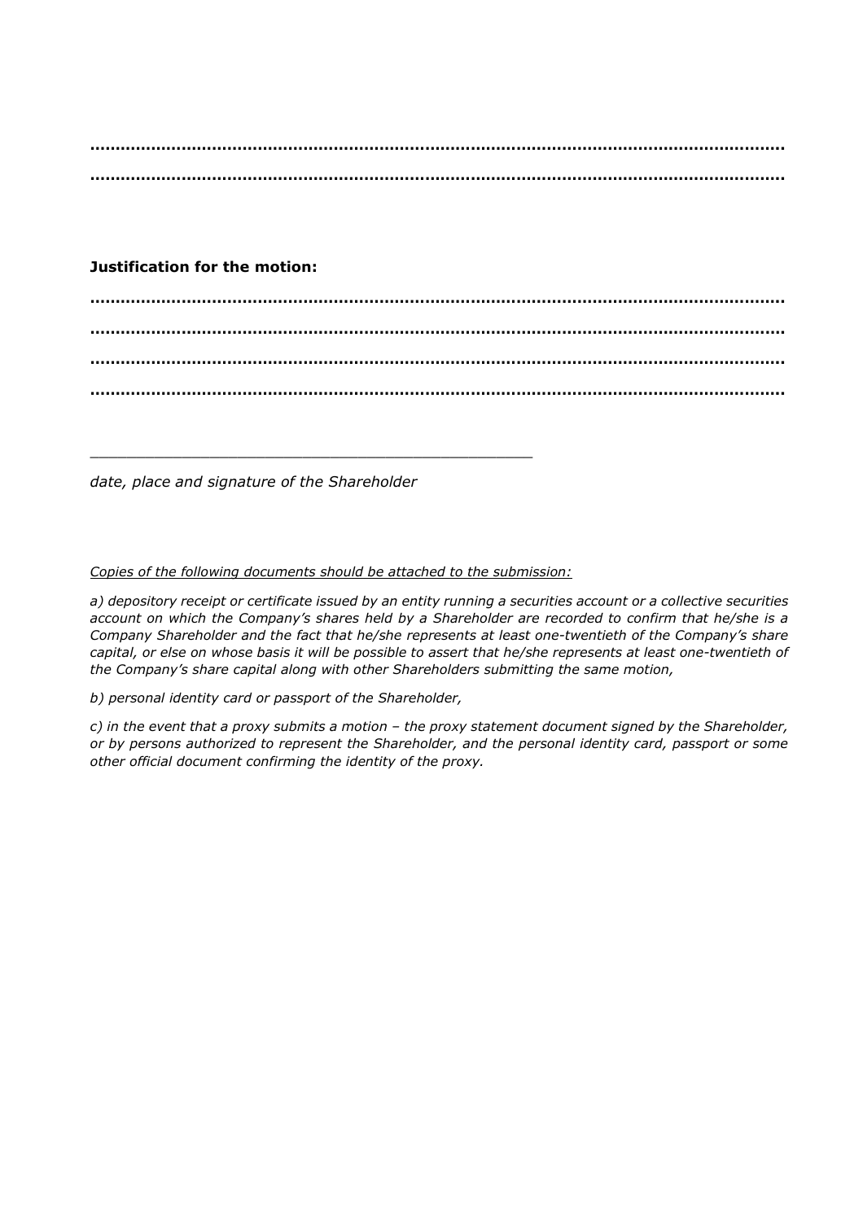……………………………………………………………………………………………………………………

……………………………………………………………………………………………………………………

**Justification for the motion:**

……………………………………………………………………………………………………………………

……………………………………………………………………………………………………………………

……………………………………………………………………………………………………………………

……………………………………………………………………………………………………………………

_______________________________________________

*date, place and signature of the Shareholder*

*Copies of the following documents should be attached to the submission:*

*a) depository receipt or certificate issued by an entity running a securities account or a collective securities account on which the Company's shares held by a Shareholder are recorded to confirm that he/she is a Company Shareholder and the fact that he/she represents at least one-twentieth of the Company's share capital, or else on whose basis it will be possible to assert that he/she represents at least one-twentieth of the Company's share capital along with other Shareholders submitting the same motion,*

*b) personal identity card or passport of the Shareholder,*

*c) in the event that a proxy submits a motion – the proxy statement document signed by the Shareholder, or by persons authorized to represent the Shareholder, and the personal identity card, passport or some other official document confirming the identity of the proxy.*